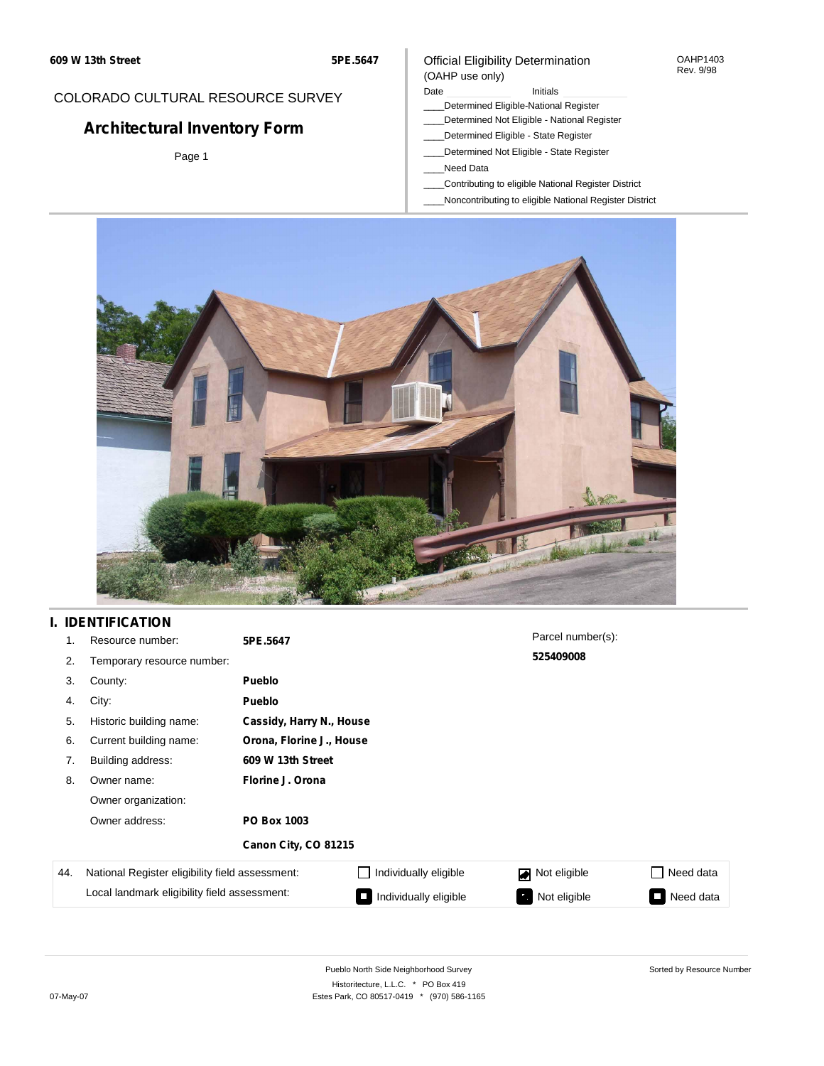609 W 13th Street 5PE.5647

COLORADO CULTURAL RESOURCE SURVEY

# Architectural Inventory Form

Official Eligibility Determination
(OAHP use only)

OAHP1403
Rev. 9/98

Date ____________ Initials ____________

____Determined Eligible-National Register
____Determined Not Eligible - National Register
____Determined Eligible - State Register
____Determined Not Eligible - State Register
____Need Data
____Contributing to eligible National Register District
____Noncontributing to eligible National Register District

## I. IDENTIFICATION

1. Resource number: **5PE.5647**
2. Temporary resource number:
3. County: **Pueblo**
4. City: **Pueblo**
5. Historic building name: **Cassidy, Harry N., House**
6. Current building name: **Orona, Florine J., House**
7. Building address: **609 W 13th Street**
8. Owner name: **Florine J. Orona**

   Owner organization:

   Owner address: **PO Box 1003**

   **Canon City, CO 81215**

Parcel number(s): **525409008**

| 44. | National Register eligibility field assessment: | ☐ Individually eligible | ☑ Not eligible | ☐ Need data |
|---|---|---|---|---|
| | Local landmark eligibility field assessment: | ■ Individually eligible | ■ Not eligible | ■ Need data |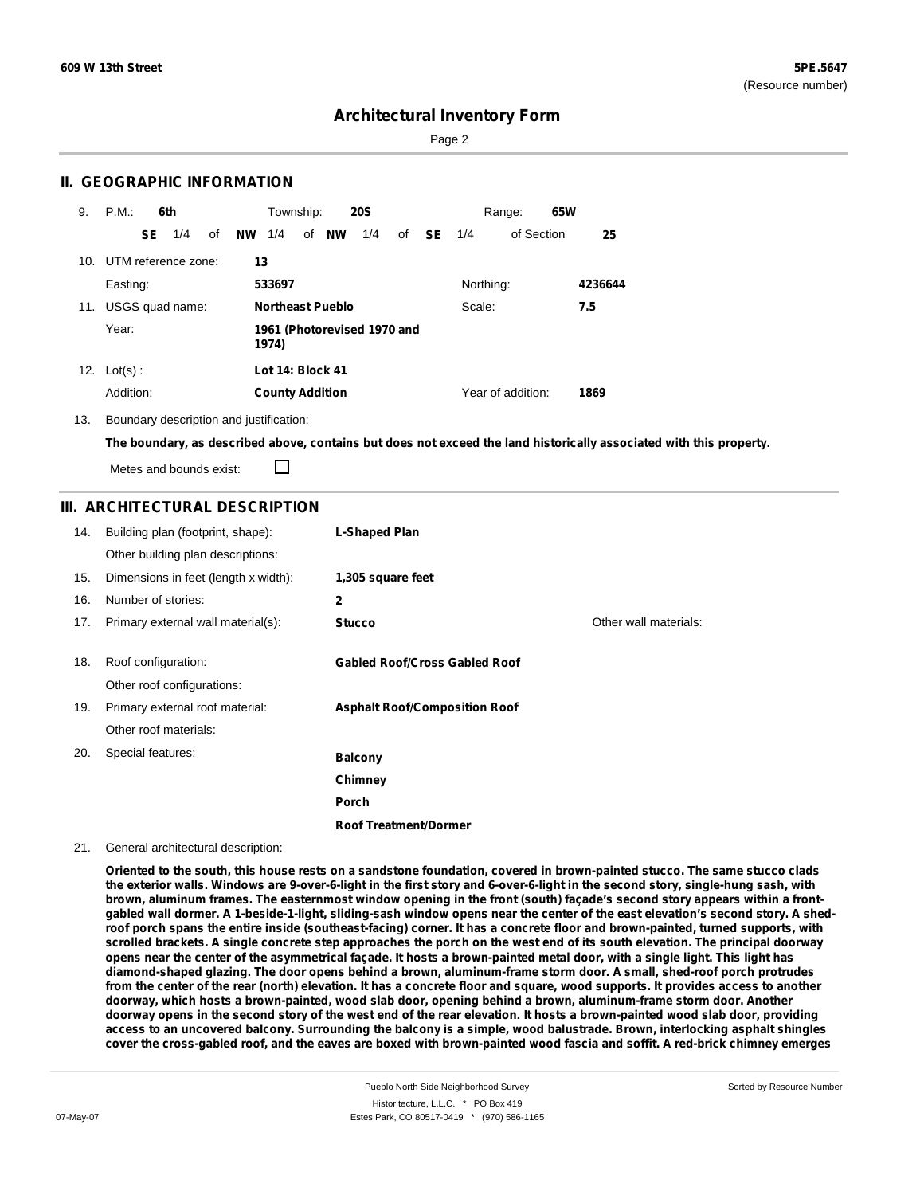# Architectural Inventory Form

## II. GEOGRAPHIC INFORMATION

9. P.M.: **6th** Township: **20S** Range: **65W**
   **SE** 1/4 of **NW** 1/4 of **NW** 1/4 of **SE** 1/4 of Section **25**

10. UTM reference zone: **13**
    Easting: **533697** Northing: **4236644**

11. USGS quad name: **Northeast Pueblo** Scale: **7.5**
    Year: **1961 (Photorevised 1970 and 1974)**

12. Lot(s) : **Lot 14: Block 41**
    Addition: **County Addition** Year of addition: **1869**

13. Boundary description and justification:
    **The boundary, as described above, contains but does not exceed the land historically associated with this property.**
    Metes and bounds exist: ☐

## III. ARCHITECTURAL DESCRIPTION

14. Building plan (footprint, shape): **L-Shaped Plan**
    Other building plan descriptions:
15. Dimensions in feet (length x width): **1,305 square feet**
16. Number of stories: **2**
17. Primary external wall material(s): **Stucco** Other wall materials:
18. Roof configuration: **Gabled Roof/Cross Gabled Roof**
    Other roof configurations:
19. Primary external roof material: **Asphalt Roof/Composition Roof**
    Other roof materials:
20. Special features:
    **Balcony**
    **Chimney**
    **Porch**
    **Roof Treatment/Dormer**
21. General architectural description:

**Oriented to the south, this house rests on a sandstone foundation, covered in brown-painted stucco. The same stucco clads the exterior walls. Windows are 9-over-6-light in the first story and 6-over-6-light in the second story, single-hung sash, with brown, aluminum frames. The easternmost window opening in the front (south) façade's second story appears within a front-gabled wall dormer. A 1-beside-1-light, sliding-sash window opens near the center of the east elevation's second story. A shed-roof porch spans the entire inside (southeast-facing) corner. It has a concrete floor and brown-painted, turned supports, with scrolled brackets. A single concrete step approaches the porch on the west end of its south elevation. The principal doorway opens near the center of the asymmetrical façade. It hosts a brown-painted metal door, with a single light. This light has diamond-shaped glazing. The door opens behind a brown, aluminum-frame storm door. A small, shed-roof porch protrudes from the center of the rear (north) elevation. It has a concrete floor and square, wood supports. It provides access to another doorway, which hosts a brown-painted, wood slab door, opening behind a brown, aluminum-frame storm door. Another doorway opens in the second story of the west end of the rear elevation. It hosts a brown-painted wood slab door, providing access to an uncovered balcony. Surrounding the balcony is a simple, wood balustrade. Brown, interlocking asphalt shingles cover the cross-gabled roof, and the eaves are boxed with brown-painted wood fascia and soffit. A red-brick chimney emerges**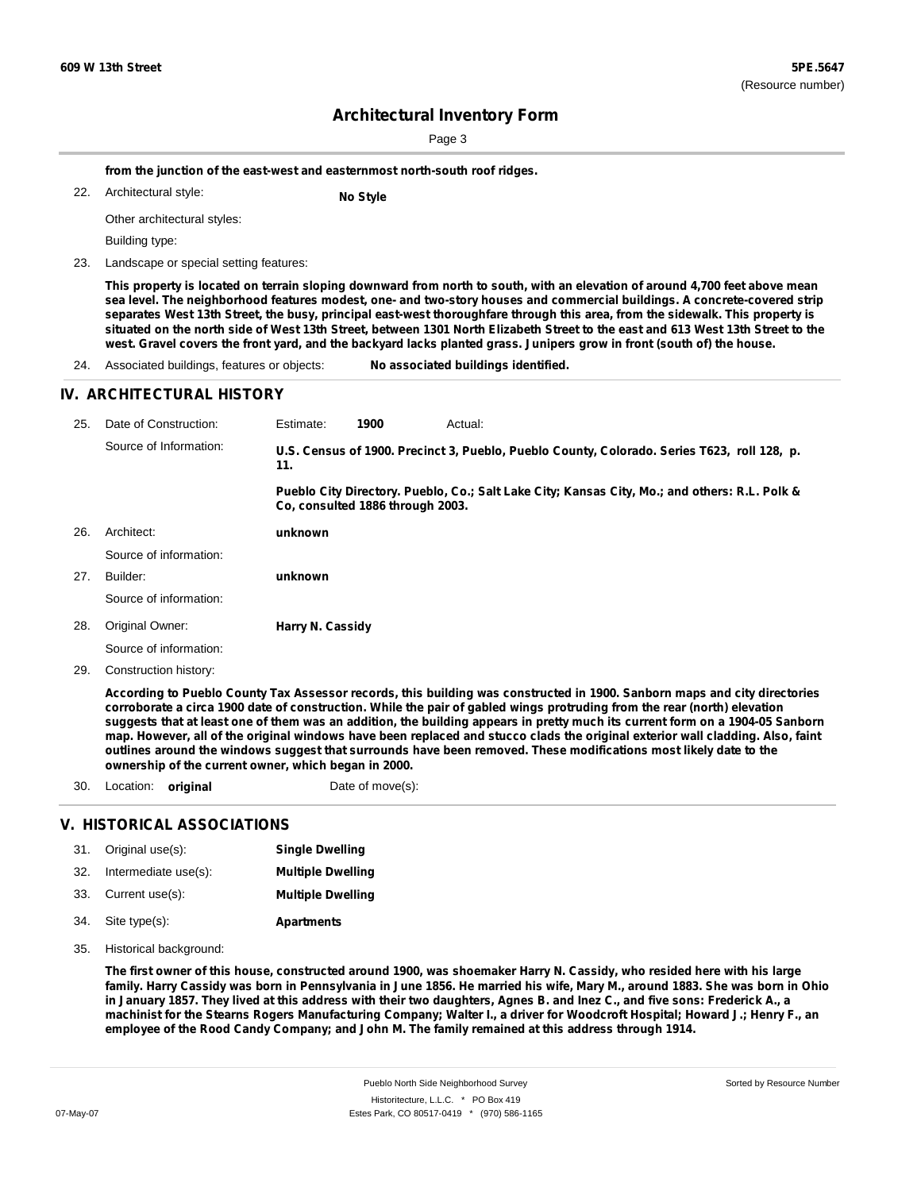**from the junction of the east-west and easternmost north-south roof ridges.**

22. Architectural style: **No Style**

    Other architectural styles:

    Building type:

23. Landscape or special setting features:

    **This property is located on terrain sloping downward from north to south, with an elevation of around 4,700 feet above mean sea level. The neighborhood features modest, one- and two-story houses and commercial buildings. A concrete-covered strip separates West 13th Street, the busy, principal east-west thoroughfare through this area, from the sidewalk. This property is situated on the north side of West 13th Street, between 1301 North Elizabeth Street to the east and 613 West 13th Street to the west. Gravel covers the front yard, and the backyard lacks planted grass. Junipers grow in front (south of) the house.**

24. Associated buildings, features or objects: **No associated buildings identified.**

## IV. ARCHITECTURAL HISTORY

25. Date of Construction: Estimate: **1900** Actual:

    Source of Information: **U.S. Census of 1900. Precinct 3, Pueblo, Pueblo County, Colorado. Series T623, roll 128, p. 11.**

    **Pueblo City Directory. Pueblo, Co.; Salt Lake City; Kansas City, Mo.; and others: R.L. Polk & Co, consulted 1886 through 2003.**

26. Architect: **unknown**

    Source of information:

27. Builder: **unknown**

    Source of information:

28. Original Owner: **Harry N. Cassidy**

    Source of information:

29. Construction history:

    **According to Pueblo County Tax Assessor records, this building was constructed in 1900. Sanborn maps and city directories corroborate a circa 1900 date of construction. While the pair of gabled wings protruding from the rear (north) elevation suggests that at least one of them was an addition, the building appears in pretty much its current form on a 1904-05 Sanborn map. However, all of the original windows have been replaced and stucco clads the original exterior wall cladding. Also, faint outlines around the windows suggest that surrounds have been removed. These modifications most likely date to the ownership of the current owner, which began in 2000.**

30. Location: **original** Date of move(s):

## V. HISTORICAL ASSOCIATIONS

31. Original use(s): **Single Dwelling**
32. Intermediate use(s): **Multiple Dwelling**
33. Current use(s): **Multiple Dwelling**
34. Site type(s): **Apartments**
35. Historical background:

    **The first owner of this house, constructed around 1900, was shoemaker Harry N. Cassidy, who resided here with his large family. Harry Cassidy was born in Pennsylvania in June 1856. He married his wife, Mary M., around 1883. She was born in Ohio in January 1857. They lived at this address with their two daughters, Agnes B. and Inez C., and five sons: Frederick A., a machinist for the Stearns Rogers Manufacturing Company; Walter I., a driver for Woodcroft Hospital; Howard J.; Henry F., an employee of the Rood Candy Company; and John M. The family remained at this address through 1914.**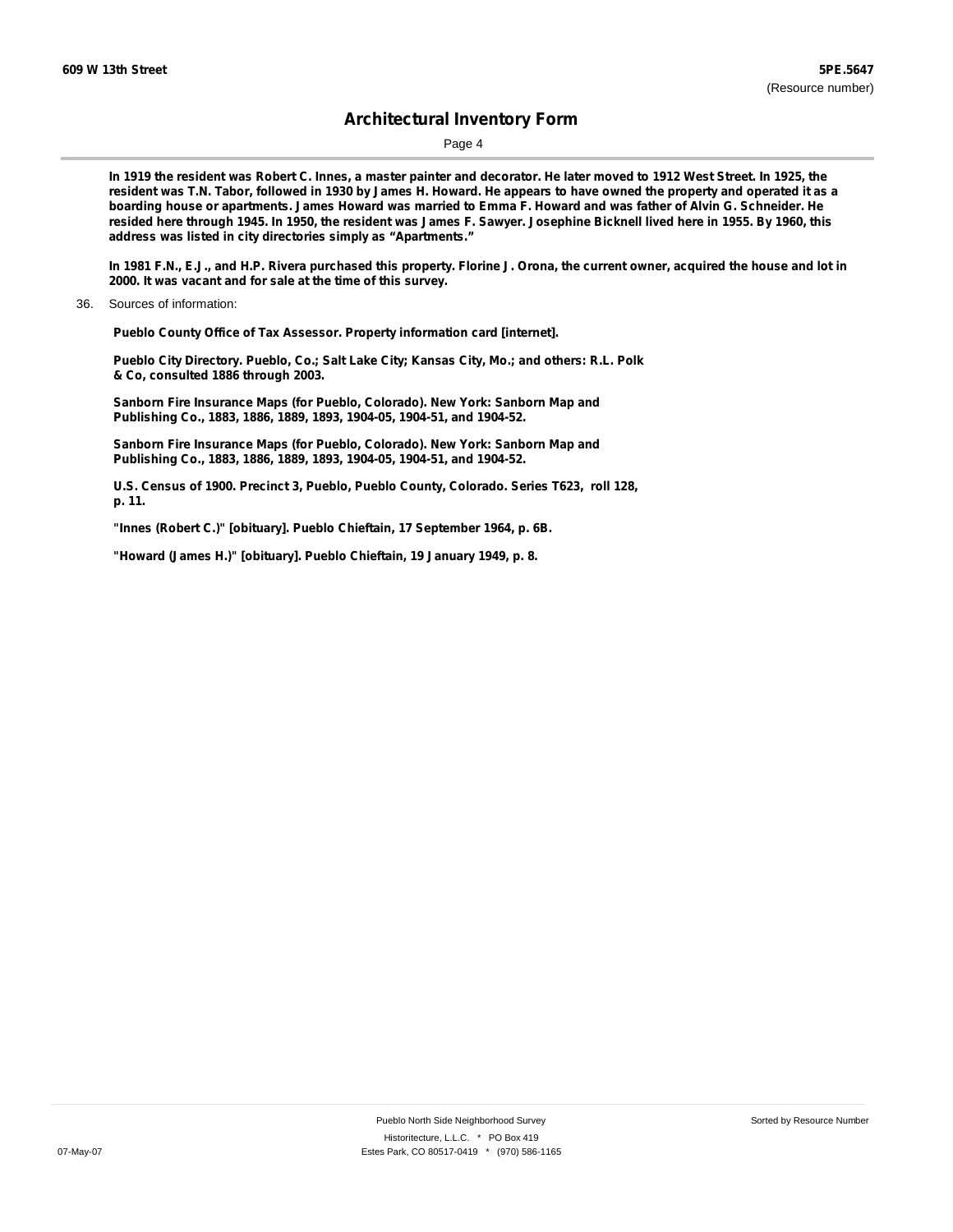**In 1919 the resident was Robert C. Innes, a master painter and decorator. He later moved to 1912 West Street. In 1925, the resident was T.N. Tabor, followed in 1930 by James H. Howard. He appears to have owned the property and operated it as a boarding house or apartments. James Howard was married to Emma F. Howard and was father of Alvin G. Schneider. He resided here through 1945. In 1950, the resident was James F. Sawyer. Josephine Bicknell lived here in 1955. By 1960, this address was listed in city directories simply as "Apartments."**

**In 1981 F.N., E.J., and H.P. Rivera purchased this property. Florine J. Orona, the current owner, acquired the house and lot in 2000. It was vacant and for sale at the time of this survey.**

36. Sources of information:

**Pueblo County Office of Tax Assessor. Property information card [internet].**

**Pueblo City Directory. Pueblo, Co.; Salt Lake City; Kansas City, Mo.; and others: R.L. Polk & Co, consulted 1886 through 2003.**

**Sanborn Fire Insurance Maps (for Pueblo, Colorado). New York: Sanborn Map and Publishing Co., 1883, 1886, 1889, 1893, 1904-05, 1904-51, and 1904-52.**

**Sanborn Fire Insurance Maps (for Pueblo, Colorado). New York: Sanborn Map and Publishing Co., 1883, 1886, 1889, 1893, 1904-05, 1904-51, and 1904-52.**

**U.S. Census of 1900. Precinct 3, Pueblo, Pueblo County, Colorado. Series T623, roll 128, p. 11.**

**"Innes (Robert C.)" [obituary]. Pueblo Chieftain, 17 September 1964, p. 6B.**

**"Howard (James H.)" [obituary]. Pueblo Chieftain, 19 January 1949, p. 8.**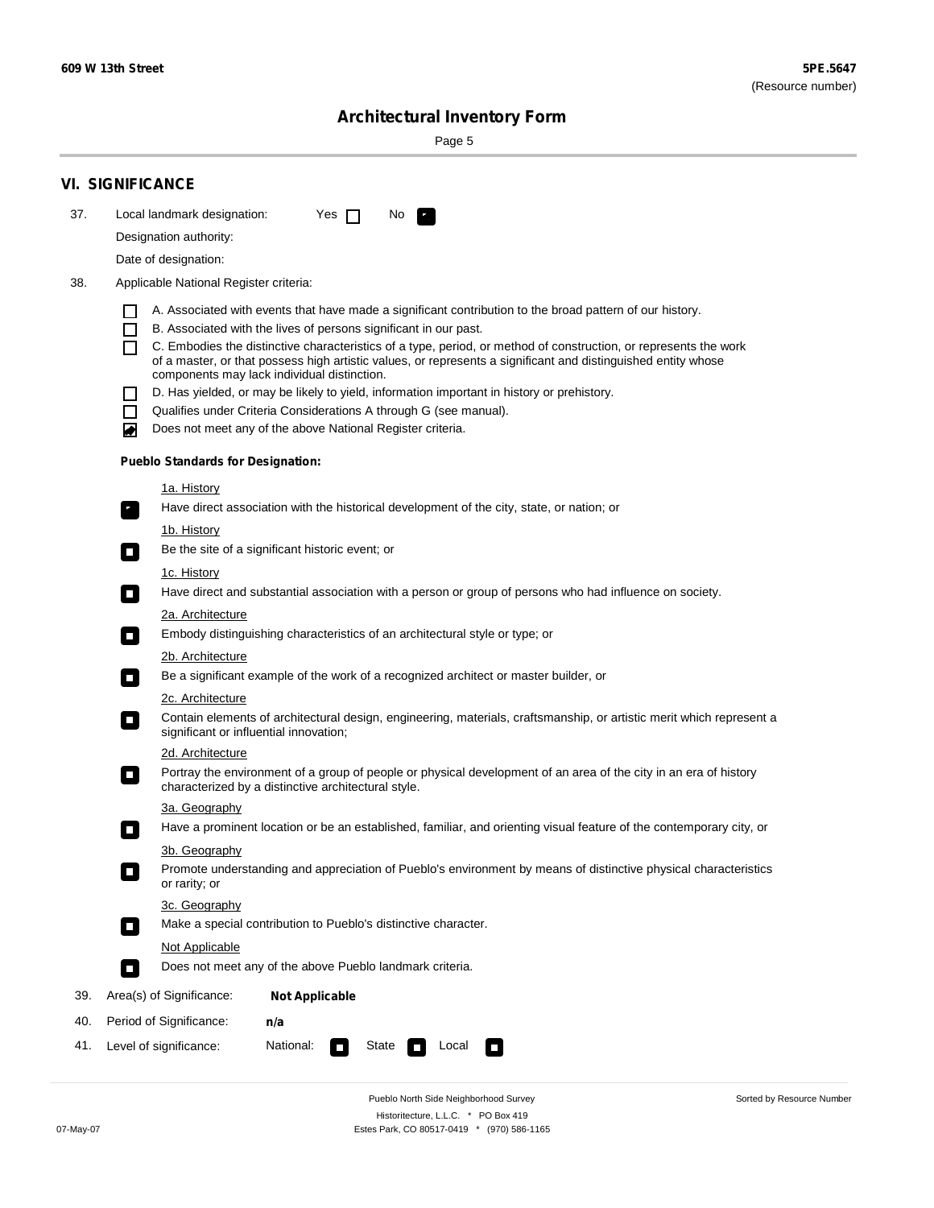609 W 13th Street

5PE.5647
(Resource number)

## Architectural Inventory Form

## VI. SIGNIFICANCE

37. Local landmark designation: Yes ☐ No ☑

Designation authority:

Date of designation:

38. Applicable National Register criteria:

- ☐ A. Associated with events that have made a significant contribution to the broad pattern of our history.
- ☐ B. Associated with the lives of persons significant in our past.
- ☐ C. Embodies the distinctive characteristics of a type, period, or method of construction, or represents the work of a master, or that possess high artistic values, or represents a significant and distinguished entity whose components may lack individual distinction.
- ☐ D. Has yielded, or may be likely to yield, information important in history or prehistory.
- ☐ Qualifies under Criteria Considerations A through G (see manual).
- ☑ Does not meet any of the above National Register criteria.

**Pueblo Standards for Designation:**

1a. History
- ☑ Have direct association with the historical development of the city, state, or nation; or

1b. History
- ☐ Be the site of a significant historic event; or

1c. History
- ☐ Have direct and substantial association with a person or group of persons who had influence on society.

2a. Architecture
- ☐ Embody distinguishing characteristics of an architectural style or type; or

2b. Architecture
- ☐ Be a significant example of the work of a recognized architect or master builder, or

2c. Architecture
- ☐ Contain elements of architectural design, engineering, materials, craftsmanship, or artistic merit which represent a significant or influential innovation;

2d. Architecture
- ☐ Portray the environment of a group of people or physical development of an area of the city in an era of history characterized by a distinctive architectural style.

3a. Geography
- ☐ Have a prominent location or be an established, familiar, and orienting visual feature of the contemporary city, or

3b. Geography
- ☐ Promote understanding and appreciation of Pueblo's environment by means of distinctive physical characteristics or rarity; or

3c. Geography
- ☐ Make a special contribution to Pueblo's distinctive character.

Not Applicable
- ☐ Does not meet any of the above Pueblo landmark criteria.

39. Area(s) of Significance: **Not Applicable**

40. Period of Significance: **n/a**

41. Level of significance: National: ☐ State ☐ Local ☐

Pueblo North Side Neighborhood Survey
Historitecture, L.L.C. * PO Box 419
Estes Park, CO 80517-0419 * (970) 586-1165

07-May-07

Sorted by Resource Number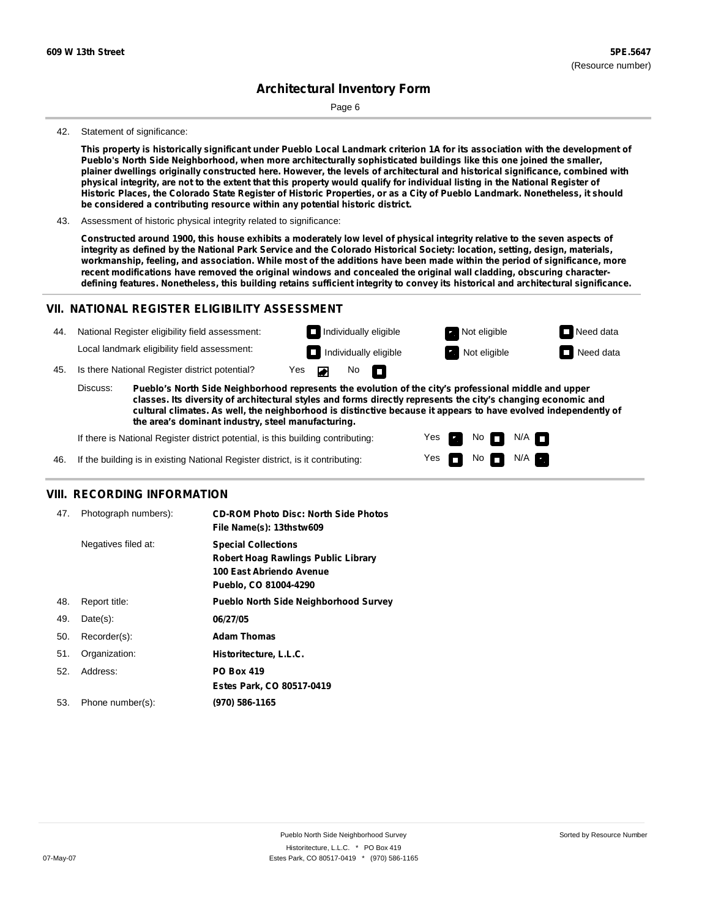42. Statement of significance:

**This property is historically significant under Pueblo Local Landmark criterion 1A for its association with the development of Pueblo's North Side Neighborhood, when more architecturally sophisticated buildings like this one joined the smaller, plainer dwellings originally constructed here. However, the levels of architectural and historical significance, combined with physical integrity, are not to the extent that this property would qualify for individual listing in the National Register of Historic Places, the Colorado State Register of Historic Properties, or as a City of Pueblo Landmark. Nonetheless, it should be considered a contributing resource within any potential historic district.**

43. Assessment of historic physical integrity related to significance:

**Constructed around 1900, this house exhibits a moderately low level of physical integrity relative to the seven aspects of integrity as defined by the National Park Service and the Colorado Historical Society: location, setting, design, materials, workmanship, feeling, and association. While most of the additions have been made within the period of significance, more recent modifications have removed the original windows and concealed the original wall cladding, obscuring character-defining features. Nonetheless, this building retains sufficient integrity to convey its historical and architectural significance.**

## VII. NATIONAL REGISTER ELIGIBILITY ASSESSMENT

44. National Register eligibility field assessment: ☐ Individually eligible ☑ Not eligible ☐ Need data

Local landmark eligibility field assessment: ☐ Individually eligible ☑ Not eligible ☐ Need data

45. Is there National Register district potential? Yes ☑ No ☐

Discuss: **Pueblo's North Side Neighborhood represents the evolution of the city's professional middle and upper classes. Its diversity of architectural styles and forms directly represents the city's changing economic and cultural climates. As well, the neighborhood is distinctive because it appears to have evolved independently of the area's dominant industry, steel manufacturing.**

If there is National Register district potential, is this building contributing: Yes ☑ No ☐ N/A ☐

46. If the building is in existing National Register district, is it contributing: Yes ☐ No ☐ N/A ☑

## VIII. RECORDING INFORMATION

47. Photograph numbers): **CD-ROM Photo Disc: North Side Photos**
**File Name(s): 13thstw609**

Negatives filed at: **Special Collections**
**Robert Hoag Rawlings Public Library**
**100 East Abriendo Avenue**
**Pueblo, CO 81004-4290**

48. Report title: **Pueblo North Side Neighborhood Survey**

49. Date(s): **06/27/05**

50. Recorder(s): **Adam Thomas**

51. Organization: **Historitecture, L.L.C.**

52. Address: **PO Box 419**
**Estes Park, CO 80517-0419**

53. Phone number(s): **(970) 586-1165**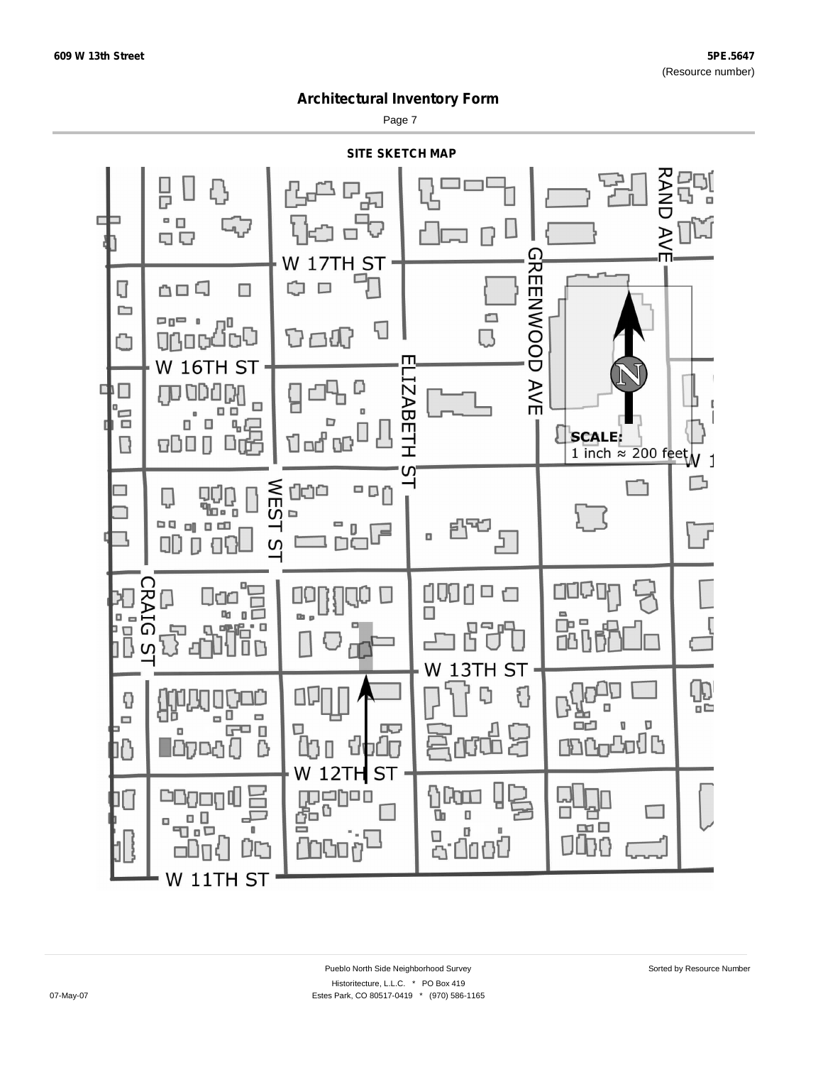# Architectural Inventory Form

609 W 13th Street

**5PE.5647**
(Resource number)

## SITE SKETCH MAP

W 17TH ST

W 16TH ST

W 13TH ST

W 12TH ST

W 11TH ST

RAND AVE

GREENWOOD AVE

ELIZABETH ST

WEST ST

CRAIG ST

**SCALE:**
1 inch ≈ 200 feet

Pueblo North Side Neighborhood Survey

Historitecture, L.L.C. * PO Box 419
Estes Park, CO 80517-0419 * (970) 586-1165

07-May-07

Sorted by Resource Number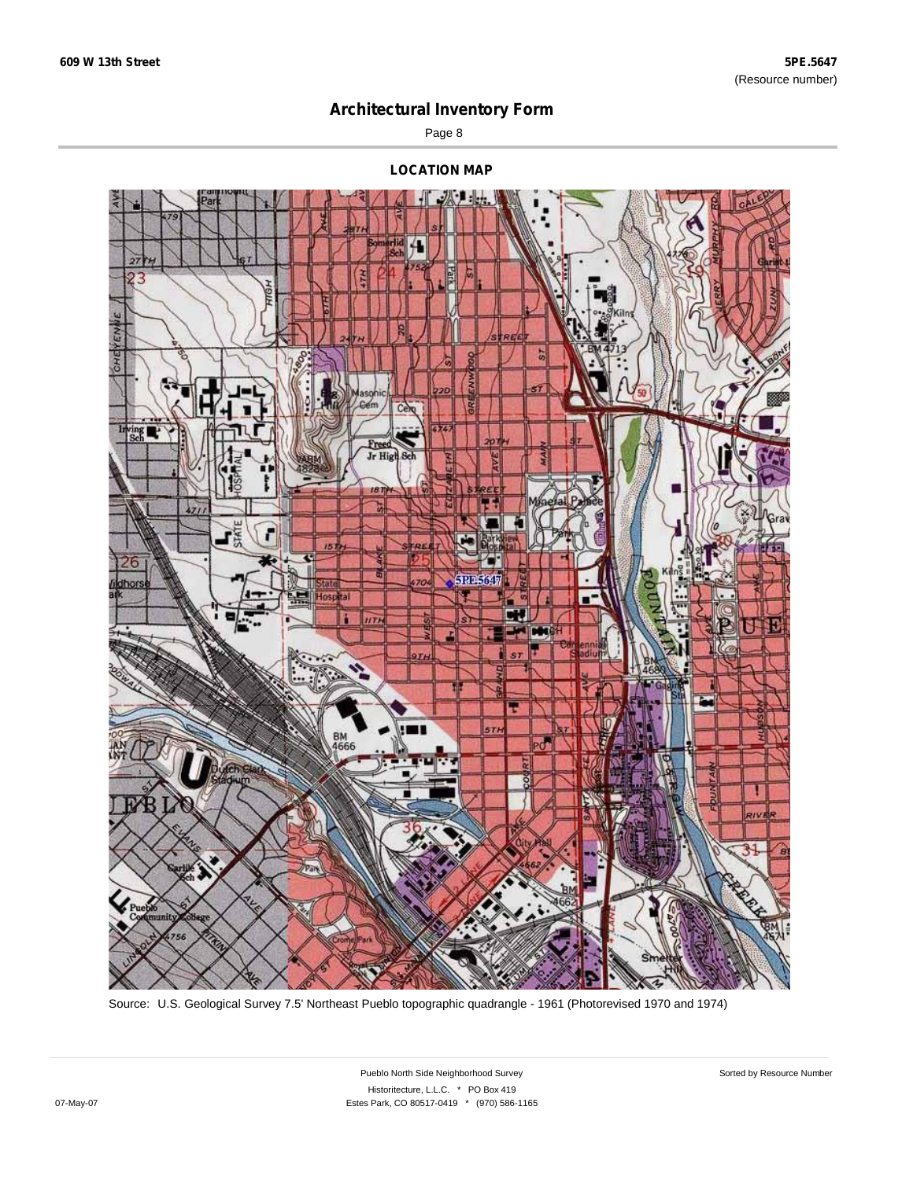# Architectural Inventory Form

## LOCATION MAP

Source: U.S. Geological Survey 7.5' Northeast Pueblo topographic quadrangle - 1961 (Photorevised 1970 and 1974)